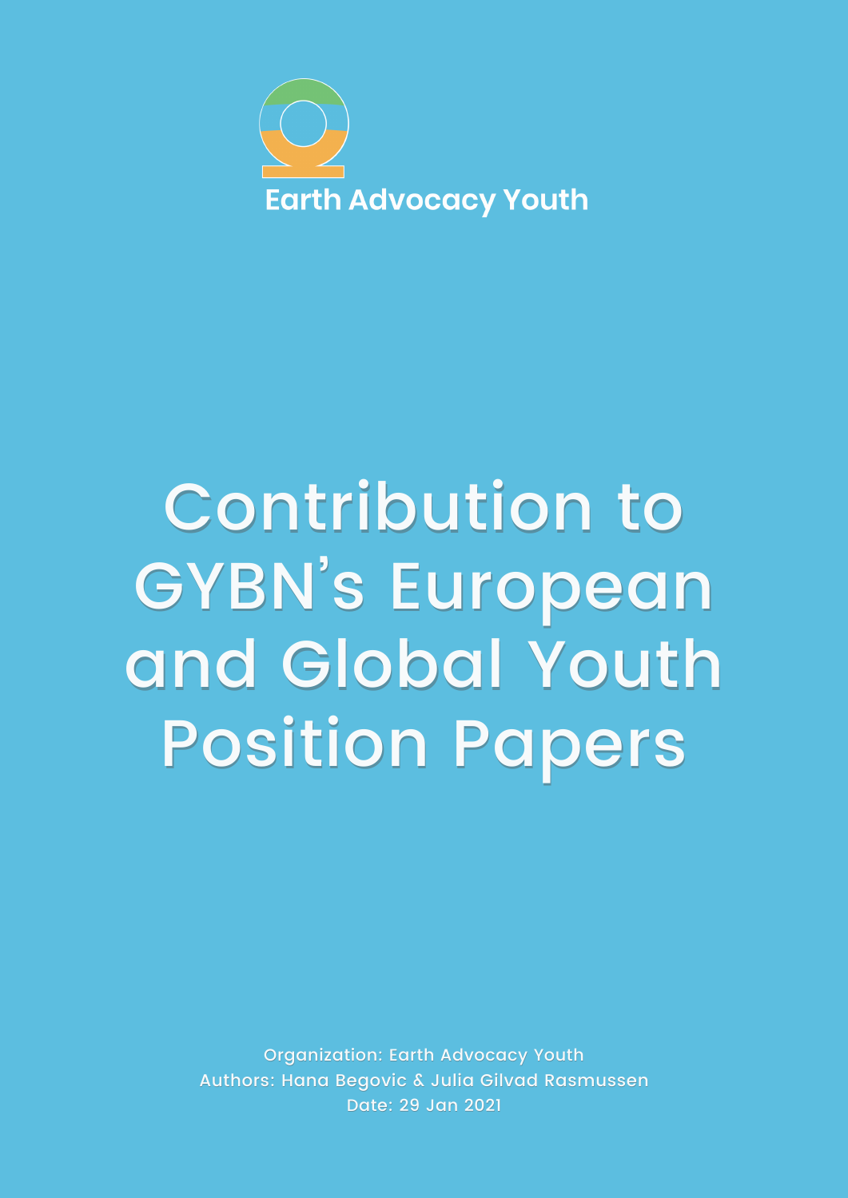Earth Advocacy Youth

# Contribution to GYBN's European and Global Youth Position Papers

Organization: Earth Advocacy Youth
Authors: Hana Begovic & Julia Gilvad Rasmussen
Date: 29 Jan 2021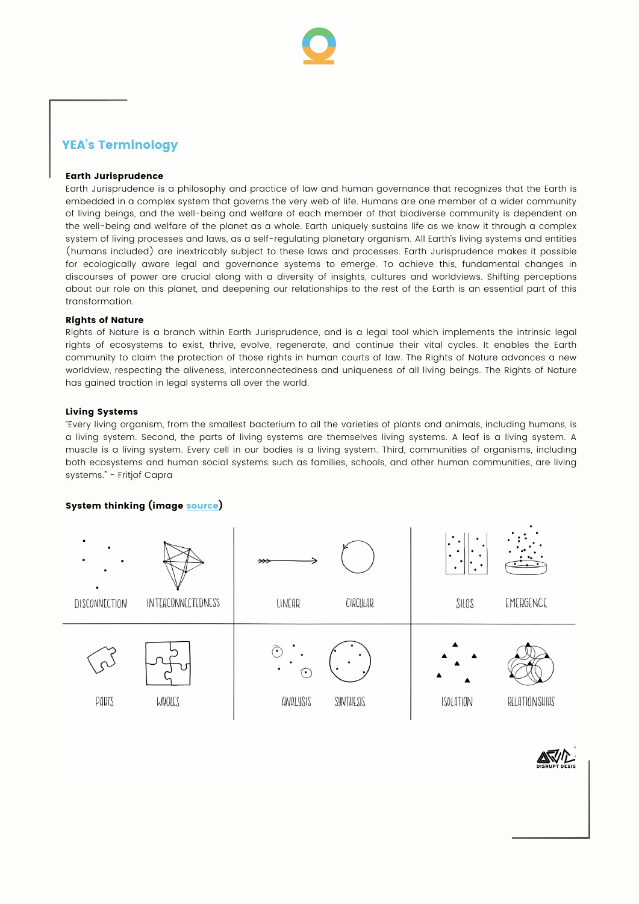## YEA's Terminology

**Earth Jurisprudence**

Earth Jurisprudence is a philosophy and practice of law and human governance that recognizes that the Earth is embedded in a complex system that governs the very web of life. Humans are one member of a wider community of living beings, and the well-being and welfare of each member of that biodiverse community is dependent on the well-being and welfare of the planet as a whole. Earth uniquely sustains life as we know it through a complex system of living processes and laws, as a self-regulating planetary organism. All Earth's living systems and entities (humans included) are inextricably subject to these laws and processes. Earth Jurisprudence makes it possible for ecologically aware legal and governance systems to emerge. To achieve this, fundamental changes in discourses of power are crucial along with a diversity of insights, cultures and worldviews. Shifting perceptions about our role on this planet, and deepening our relationships to the rest of the Earth is an essential part of this transformation.

**Rights of Nature**

Rights of Nature is a branch within Earth Jurisprudence, and is a legal tool which implements the intrinsic legal rights of ecosystems to exist, thrive, evolve, regenerate, and continue their vital cycles. It enables the Earth community to claim the protection of those rights in human courts of law. The Rights of Nature advances a new worldview, respecting the aliveness, interconnectedness and uniqueness of all living beings. The Rights of Nature has gained traction in legal systems all over the world.

**Living Systems**

"Every living organism, from the smallest bacterium to all the varieties of plants and animals, including humans, is a living system. Second, the parts of living systems are themselves living systems. A leaf is a living system. A muscle is a living system. Every cell in our bodies is a living system. Third, communities of organisms, including both ecosystems and human social systems such as families, schools, and other human communities, are living systems." - Fritjof Capra

**System thinking (image source)**

DISCONNECTION INTERCONNECTEDNESS LINEAR CIRCULAR SILOS EMERGENCE

PARTS WHOLES ANALYSIS SYNTHESIS ISOLATION RELATIONSHIPS

DISRUPT DESIGN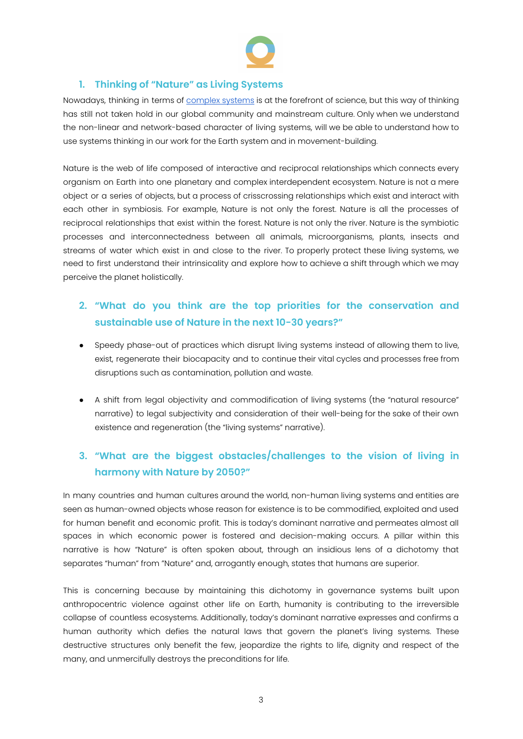## 1. Thinking of "Nature" as Living Systems

Nowadays, thinking in terms of [complex systems] is at the forefront of science, but this way of thinking has still not taken hold in our global community and mainstream culture. Only when we understand the non-linear and network-based character of living systems, will we be able to understand how to use systems thinking in our work for the Earth system and in movement-building.

Nature is the web of life composed of interactive and reciprocal relationships which connects every organism on Earth into one planetary and complex interdependent ecosystem. Nature is not a mere object or a series of objects, but a process of crisscrossing relationships which exist and interact with each other in symbiosis. For example, Nature is not only the forest. Nature is all the processes of reciprocal relationships that exist within the forest. Nature is not only the river. Nature is the symbiotic processes and interconnectedness between all animals, microorganisms, plants, insects and streams of water which exist in and close to the river. To properly protect these living systems, we need to first understand their intrinsicality and explore how to achieve a shift through which we may perceive the planet holistically.

## 2. "What do you think are the top priorities for the conservation and sustainable use of Nature in the next 10-30 years?"

- Speedy phase-out of practices which disrupt living systems instead of allowing them to live, exist, regenerate their biocapacity and to continue their vital cycles and processes free from disruptions such as contamination, pollution and waste.

- A shift from legal objectivity and commodification of living systems (the "natural resource" narrative) to legal subjectivity and consideration of their well-being for the sake of their own existence and regeneration (the "living systems" narrative).

## 3. "What are the biggest obstacles/challenges to the vision of living in harmony with Nature by 2050?"

In many countries and human cultures around the world, non-human living systems and entities are seen as human-owned objects whose reason for existence is to be commodified, exploited and used for human benefit and economic profit. This is today's dominant narrative and permeates almost all spaces in which economic power is fostered and decision-making occurs. A pillar within this narrative is how "Nature" is often spoken about, through an insidious lens of a dichotomy that separates "human" from "Nature" and, arrogantly enough, states that humans are superior.

This is concerning because by maintaining this dichotomy in governance systems built upon anthropocentric violence against other life on Earth, humanity is contributing to the irreversible collapse of countless ecosystems. Additionally, today's dominant narrative expresses and confirms a human authority which defies the natural laws that govern the planet's living systems. These destructive structures only benefit the few, jeopardize the rights to life, dignity and respect of the many, and unmercifully destroys the preconditions for life.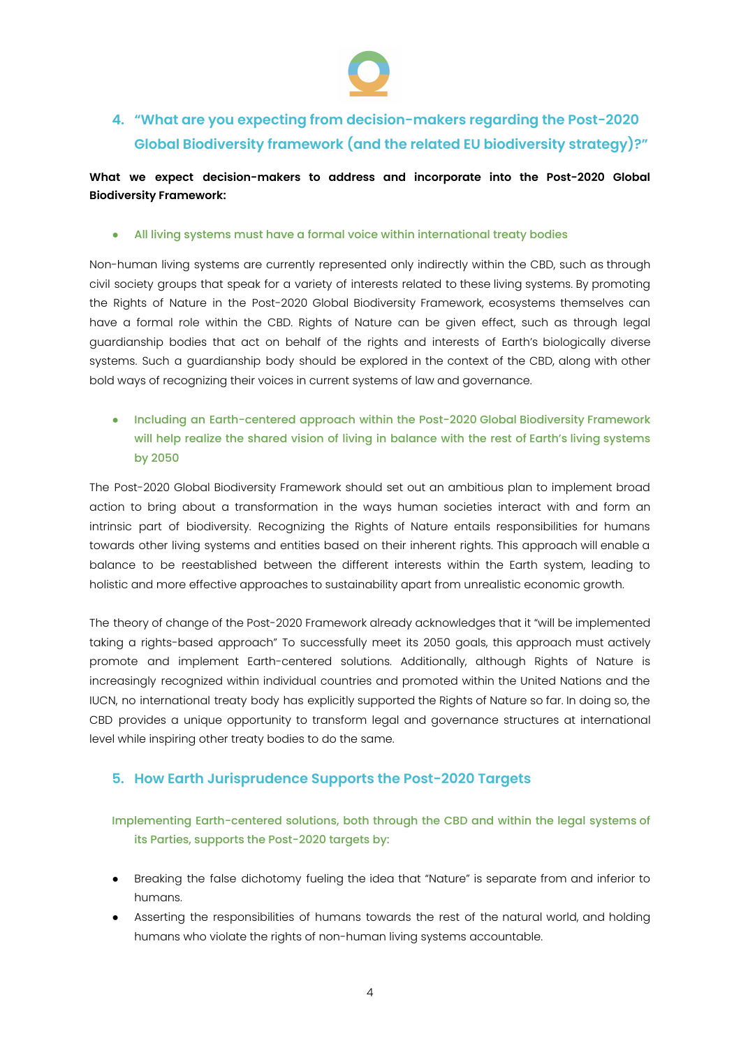## 4. "What are you expecting from decision-makers regarding the Post-2020 Global Biodiversity framework (and the related EU biodiversity strategy)?"

**What we expect decision-makers to address and incorporate into the Post-2020 Global Biodiversity Framework:**

- All living systems must have a formal voice within international treaty bodies

Non-human living systems are currently represented only indirectly within the CBD, such as through civil society groups that speak for a variety of interests related to these living systems. By promoting the Rights of Nature in the Post-2020 Global Biodiversity Framework, ecosystems themselves can have a formal role within the CBD. Rights of Nature can be given effect, such as through legal guardianship bodies that act on behalf of the rights and interests of Earth's biologically diverse systems. Such a guardianship body should be explored in the context of the CBD, along with other bold ways of recognizing their voices in current systems of law and governance.

- Including an Earth-centered approach within the Post-2020 Global Biodiversity Framework will help realize the shared vision of living in balance with the rest of Earth's living systems by 2050

The Post-2020 Global Biodiversity Framework should set out an ambitious plan to implement broad action to bring about a transformation in the ways human societies interact with and form an intrinsic part of biodiversity. Recognizing the Rights of Nature entails responsibilities for humans towards other living systems and entities based on their inherent rights. This approach will enable a balance to be reestablished between the different interests within the Earth system, leading to holistic and more effective approaches to sustainability apart from unrealistic economic growth.

The theory of change of the Post-2020 Framework already acknowledges that it "will be implemented taking a rights-based approach" To successfully meet its 2050 goals, this approach must actively promote and implement Earth-centered solutions. Additionally, although Rights of Nature is increasingly recognized within individual countries and promoted within the United Nations and the IUCN, no international treaty body has explicitly supported the Rights of Nature so far. In doing so, the CBD provides a unique opportunity to transform legal and governance structures at international level while inspiring other treaty bodies to do the same.

## 5. How Earth Jurisprudence Supports the Post-2020 Targets

Implementing Earth-centered solutions, both through the CBD and within the legal systems of its Parties, supports the Post-2020 targets by:

- Breaking the false dichotomy fueling the idea that "Nature" is separate from and inferior to humans.
- Asserting the responsibilities of humans towards the rest of the natural world, and holding humans who violate the rights of non-human living systems accountable.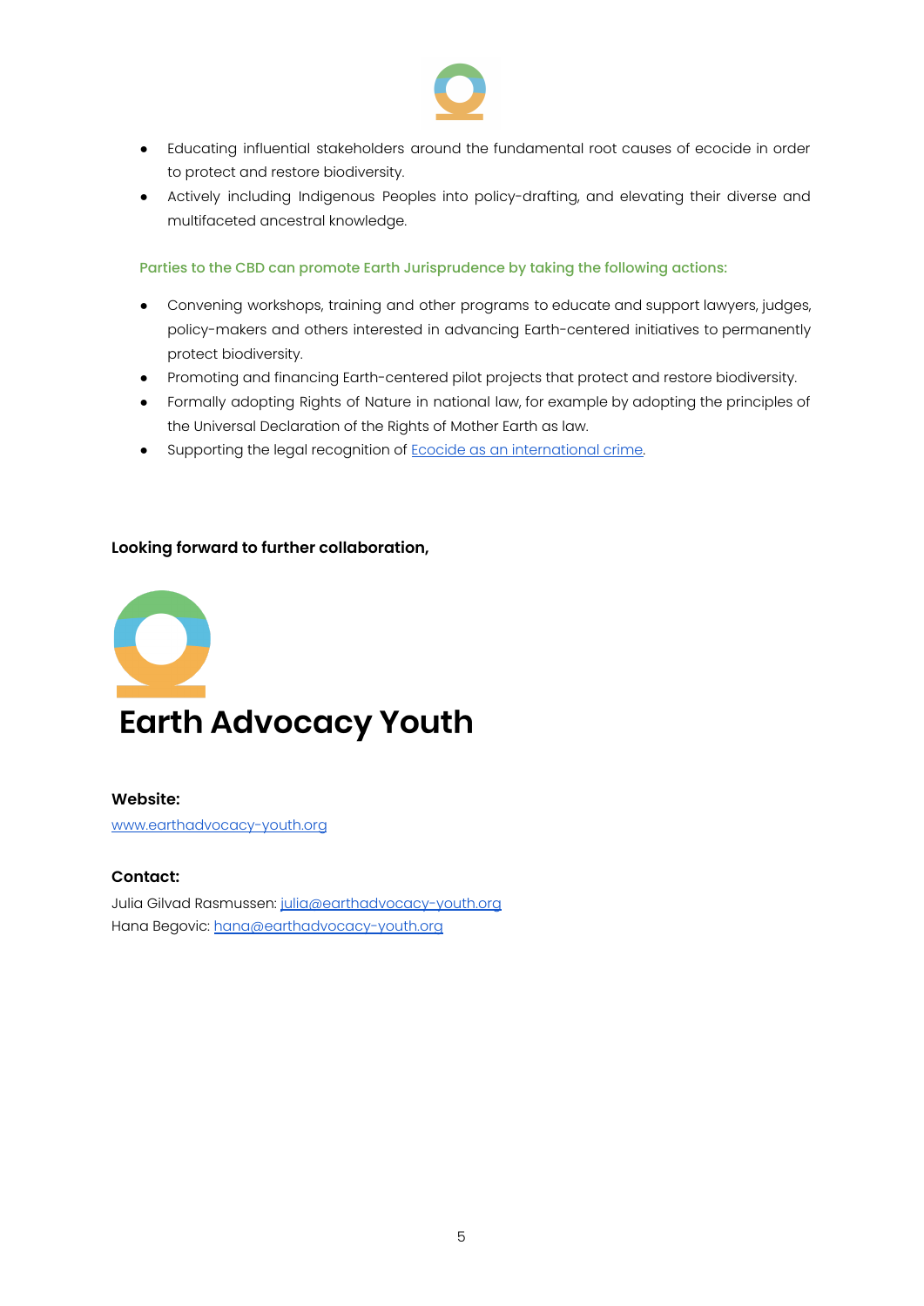- Educating influential stakeholders around the fundamental root causes of ecocide in order to protect and restore biodiversity.
- Actively including Indigenous Peoples into policy-drafting, and elevating their diverse and multifaceted ancestral knowledge.

Parties to the CBD can promote Earth Jurisprudence by taking the following actions:

- Convening workshops, training and other programs to educate and support lawyers, judges, policy-makers and others interested in advancing Earth-centered initiatives to permanently protect biodiversity.
- Promoting and financing Earth-centered pilot projects that protect and restore biodiversity.
- Formally adopting Rights of Nature in national law, for example by adopting the principles of the Universal Declaration of the Rights of Mother Earth as law.
- Supporting the legal recognition of Ecocide as an international crime.

**Looking forward to further collaboration,**

# Earth Advocacy Youth

**Website:**

www.earthadvocacy-youth.org

**Contact:**

Julia Gilvad Rasmussen: julia@earthadvocacy-youth.org

Hana Begovic: hana@earthadvocacy-youth.org